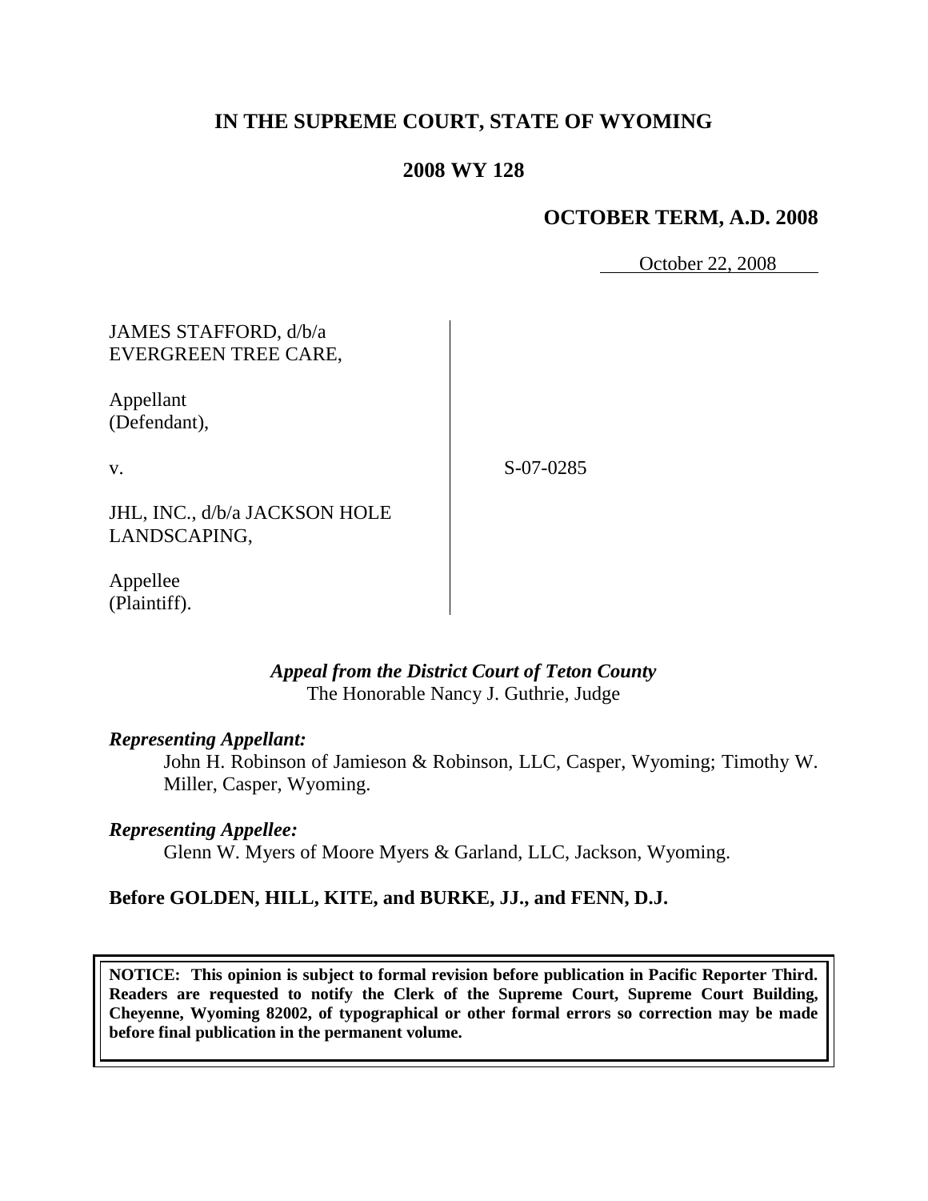# IN THE SUPREME COURT, STATE OF WYOMING

## 2008 WY 128

### OCTOBER TERM, A.D. 2008

October 22, 2008

| | |
|---|---|
| JAMES STAFFORD, d/b/a EVERGREEN TREE CARE,<br><br>Appellant (Defendant),<br><br>v.<br><br>JHL, INC., d/b/a JACKSON HOLE LANDSCAPING,<br><br>Appellee (Plaintiff). | S-07-0285 |

*Appeal from the District Court of Teton County*
The Honorable Nancy J. Guthrie, Judge

***Representing Appellant:***

John H. Robinson of Jamieson & Robinson, LLC, Casper, Wyoming; Timothy W. Miller, Casper, Wyoming.

***Representing Appellee:***

Glenn W. Myers of Moore Myers & Garland, LLC, Jackson, Wyoming.

**Before GOLDEN, HILL, KITE, and BURKE, JJ., and FENN, D.J.**

**NOTICE: This opinion is subject to formal revision before publication in Pacific Reporter Third. Readers are requested to notify the Clerk of the Supreme Court, Supreme Court Building, Cheyenne, Wyoming 82002, of typographical or other formal errors so correction may be made before final publication in the permanent volume.**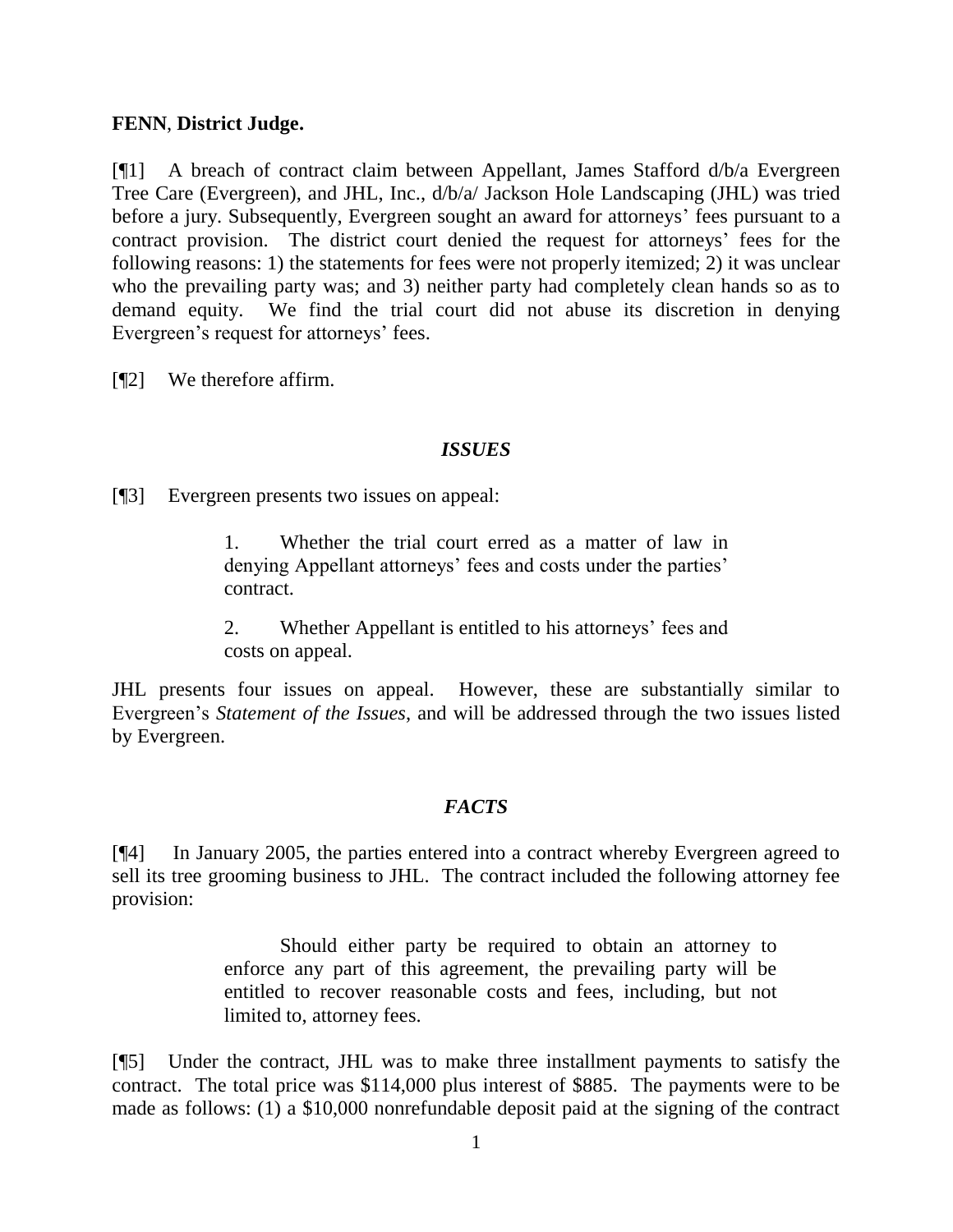**FENN**, **District Judge.**

[¶1] A breach of contract claim between Appellant, James Stafford d/b/a Evergreen Tree Care (Evergreen), and JHL, Inc., d/b/a/ Jackson Hole Landscaping (JHL) was tried before a jury. Subsequently, Evergreen sought an award for attorneys' fees pursuant to a contract provision. The district court denied the request for attorneys' fees for the following reasons: 1) the statements for fees were not properly itemized; 2) it was unclear who the prevailing party was; and 3) neither party had completely clean hands so as to demand equity. We find the trial court did not abuse its discretion in denying Evergreen's request for attorneys' fees.

[¶2] We therefore affirm.

### *ISSUES*

[¶3] Evergreen presents two issues on appeal:

> 1. Whether the trial court erred as a matter of law in denying Appellant attorneys' fees and costs under the parties' contract.
>
> 2. Whether Appellant is entitled to his attorneys' fees and costs on appeal.

JHL presents four issues on appeal. However, these are substantially similar to Evergreen's *Statement of the Issues*, and will be addressed through the two issues listed by Evergreen.

### *FACTS*

[¶4] In January 2005, the parties entered into a contract whereby Evergreen agreed to sell its tree grooming business to JHL. The contract included the following attorney fee provision:

> Should either party be required to obtain an attorney to enforce any part of this agreement, the prevailing party will be entitled to recover reasonable costs and fees, including, but not limited to, attorney fees.

[¶5] Under the contract, JHL was to make three installment payments to satisfy the contract. The total price was $114,000 plus interest of $885. The payments were to be made as follows: (1) a $10,000 nonrefundable deposit paid at the signing of the contract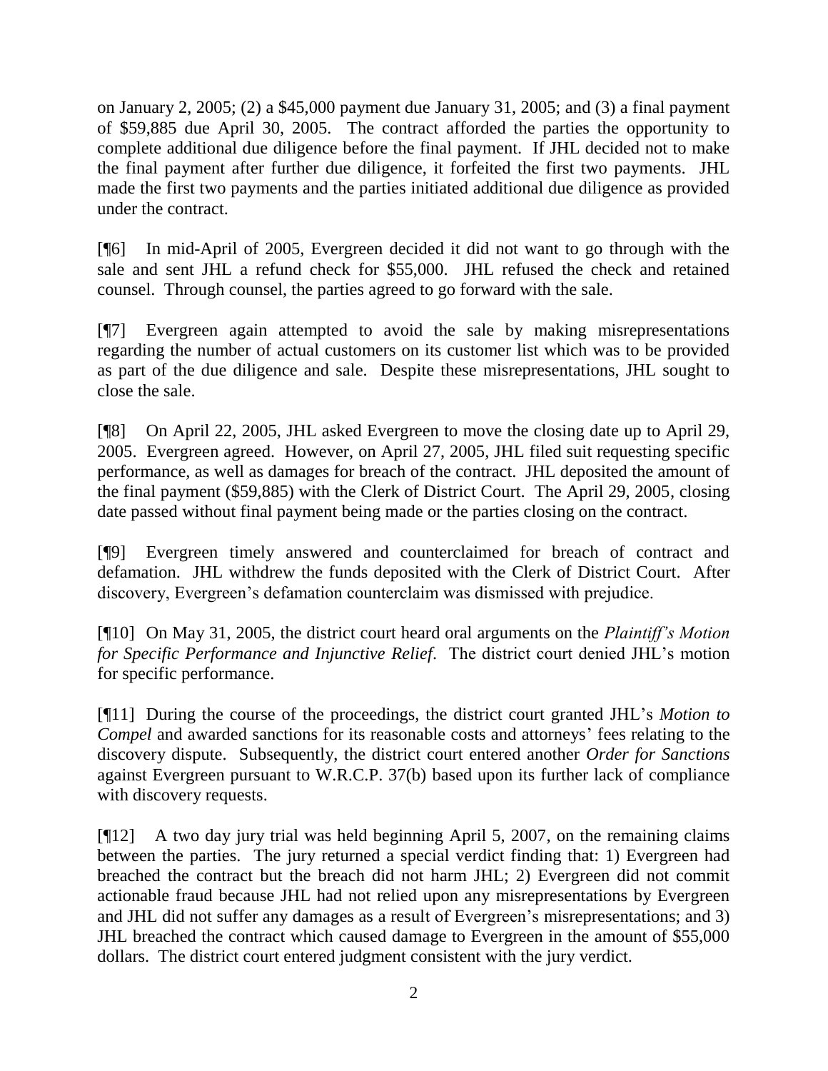on January 2, 2005; (2) a $45,000 payment due January 31, 2005; and (3) a final payment of $59,885 due April 30, 2005. The contract afforded the parties the opportunity to complete additional due diligence before the final payment. If JHL decided not to make the final payment after further due diligence, it forfeited the first two payments. JHL made the first two payments and the parties initiated additional due diligence as provided under the contract.

[¶6] In mid-April of 2005, Evergreen decided it did not want to go through with the sale and sent JHL a refund check for $55,000. JHL refused the check and retained counsel. Through counsel, the parties agreed to go forward with the sale.

[¶7] Evergreen again attempted to avoid the sale by making misrepresentations regarding the number of actual customers on its customer list which was to be provided as part of the due diligence and sale. Despite these misrepresentations, JHL sought to close the sale.

[¶8] On April 22, 2005, JHL asked Evergreen to move the closing date up to April 29, 2005. Evergreen agreed. However, on April 27, 2005, JHL filed suit requesting specific performance, as well as damages for breach of the contract. JHL deposited the amount of the final payment ($59,885) with the Clerk of District Court. The April 29, 2005, closing date passed without final payment being made or the parties closing on the contract.

[¶9] Evergreen timely answered and counterclaimed for breach of contract and defamation. JHL withdrew the funds deposited with the Clerk of District Court. After discovery, Evergreen's defamation counterclaim was dismissed with prejudice.

[¶10] On May 31, 2005, the district court heard oral arguments on the *Plaintiff's Motion for Specific Performance and Injunctive Relief*. The district court denied JHL's motion for specific performance.

[¶11] During the course of the proceedings, the district court granted JHL's *Motion to Compel* and awarded sanctions for its reasonable costs and attorneys' fees relating to the discovery dispute. Subsequently, the district court entered another *Order for Sanctions* against Evergreen pursuant to W.R.C.P. 37(b) based upon its further lack of compliance with discovery requests.

[¶12] A two day jury trial was held beginning April 5, 2007, on the remaining claims between the parties. The jury returned a special verdict finding that: 1) Evergreen had breached the contract but the breach did not harm JHL; 2) Evergreen did not commit actionable fraud because JHL had not relied upon any misrepresentations by Evergreen and JHL did not suffer any damages as a result of Evergreen's misrepresentations; and 3) JHL breached the contract which caused damage to Evergreen in the amount of $55,000 dollars. The district court entered judgment consistent with the jury verdict.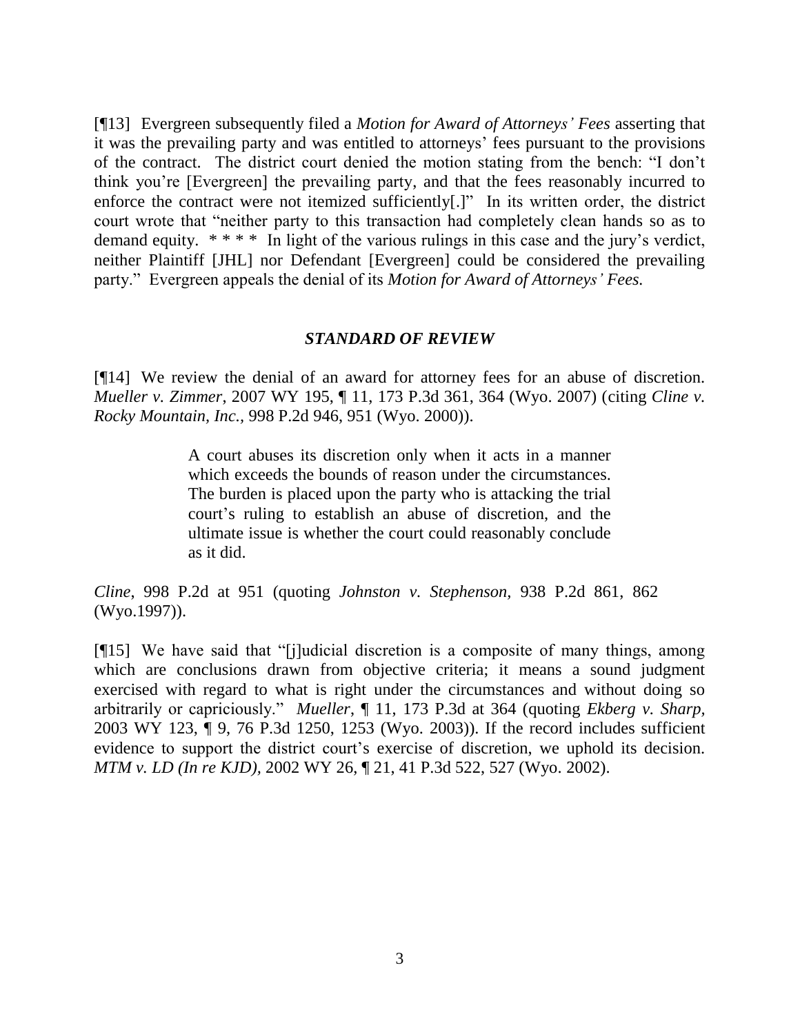[¶13] Evergreen subsequently filed a *Motion for Award of Attorneys' Fees* asserting that it was the prevailing party and was entitled to attorneys' fees pursuant to the provisions of the contract. The district court denied the motion stating from the bench: "I don't think you're [Evergreen] the prevailing party, and that the fees reasonably incurred to enforce the contract were not itemized sufficiently[.]" In its written order, the district court wrote that "neither party to this transaction had completely clean hands so as to demand equity. * * * * In light of the various rulings in this case and the jury's verdict, neither Plaintiff [JHL] nor Defendant [Evergreen] could be considered the prevailing party." Evergreen appeals the denial of its *Motion for Award of Attorneys' Fees.*

### *STANDARD OF REVIEW*

[¶14] We review the denial of an award for attorney fees for an abuse of discretion. *Mueller v. Zimmer*, 2007 WY 195, ¶ 11, 173 P.3d 361, 364 (Wyo. 2007) (citing *Cline v. Rocky Mountain, Inc.*, 998 P.2d 946, 951 (Wyo. 2000)).

> A court abuses its discretion only when it acts in a manner which exceeds the bounds of reason under the circumstances. The burden is placed upon the party who is attacking the trial court's ruling to establish an abuse of discretion, and the ultimate issue is whether the court could reasonably conclude as it did.

*Cline*, 998 P.2d at 951 (quoting *Johnston v. Stephenson*, 938 P.2d 861, 862 (Wyo.1997)).

[¶15] We have said that "[j]udicial discretion is a composite of many things, among which are conclusions drawn from objective criteria; it means a sound judgment exercised with regard to what is right under the circumstances and without doing so arbitrarily or capriciously." *Mueller*, ¶ 11, 173 P.3d at 364 (quoting *Ekberg v. Sharp*, 2003 WY 123, ¶ 9, 76 P.3d 1250, 1253 (Wyo. 2003)). If the record includes sufficient evidence to support the district court's exercise of discretion, we uphold its decision. *MTM v. LD (In re KJD)*, 2002 WY 26, ¶ 21, 41 P.3d 522, 527 (Wyo. 2002).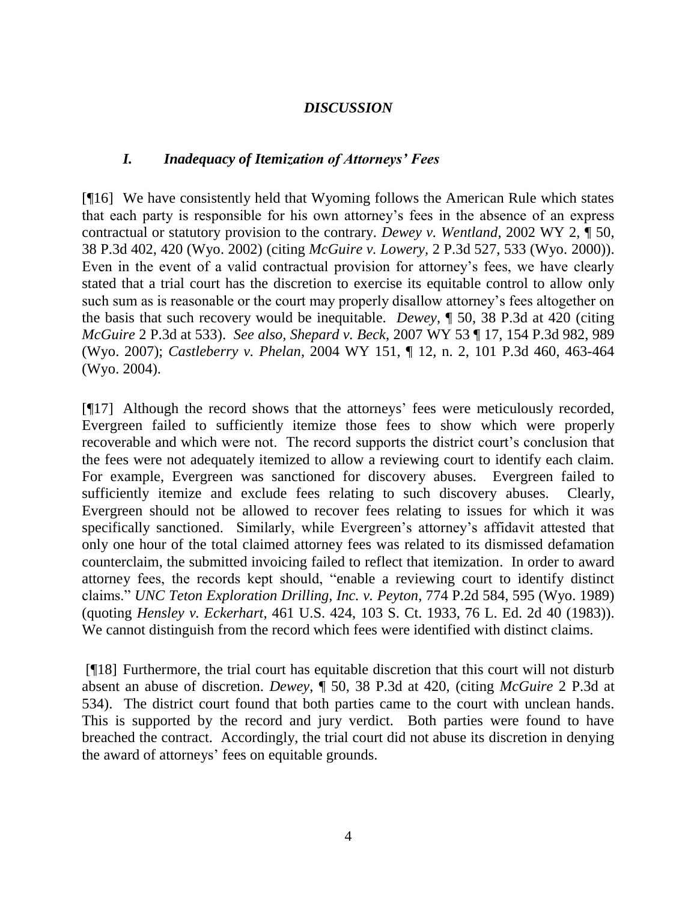## *DISCUSSION*

### *I. Inadequacy of Itemization of Attorneys' Fees*

[¶16] We have consistently held that Wyoming follows the American Rule which states that each party is responsible for his own attorney's fees in the absence of an express contractual or statutory provision to the contrary. *Dewey v. Wentland*, 2002 WY 2, ¶ 50, 38 P.3d 402, 420 (Wyo. 2002) (citing *McGuire v. Lowery*, 2 P.3d 527, 533 (Wyo. 2000)). Even in the event of a valid contractual provision for attorney's fees, we have clearly stated that a trial court has the discretion to exercise its equitable control to allow only such sum as is reasonable or the court may properly disallow attorney's fees altogether on the basis that such recovery would be inequitable. *Dewey*, ¶ 50, 38 P.3d at 420 (citing *McGuire* 2 P.3d at 533). *See also, Shepard v. Beck*, 2007 WY 53 ¶ 17, 154 P.3d 982, 989 (Wyo. 2007); *Castleberry v. Phelan*, 2004 WY 151, ¶ 12, n. 2, 101 P.3d 460, 463-464 (Wyo. 2004).

[¶17] Although the record shows that the attorneys' fees were meticulously recorded, Evergreen failed to sufficiently itemize those fees to show which were properly recoverable and which were not. The record supports the district court's conclusion that the fees were not adequately itemized to allow a reviewing court to identify each claim. For example, Evergreen was sanctioned for discovery abuses. Evergreen failed to sufficiently itemize and exclude fees relating to such discovery abuses. Clearly, Evergreen should not be allowed to recover fees relating to issues for which it was specifically sanctioned. Similarly, while Evergreen's attorney's affidavit attested that only one hour of the total claimed attorney fees was related to its dismissed defamation counterclaim, the submitted invoicing failed to reflect that itemization. In order to award attorney fees, the records kept should, "enable a reviewing court to identify distinct claims." *UNC Teton Exploration Drilling, Inc. v. Peyton*, 774 P.2d 584, 595 (Wyo. 1989) (quoting *Hensley v. Eckerhart*, 461 U.S. 424, 103 S. Ct. 1933, 76 L. Ed. 2d 40 (1983)). We cannot distinguish from the record which fees were identified with distinct claims.

[¶18] Furthermore, the trial court has equitable discretion that this court will not disturb absent an abuse of discretion. *Dewey*, ¶ 50, 38 P.3d at 420, (citing *McGuire* 2 P.3d at 534). The district court found that both parties came to the court with unclean hands. This is supported by the record and jury verdict. Both parties were found to have breached the contract. Accordingly, the trial court did not abuse its discretion in denying the award of attorneys' fees on equitable grounds.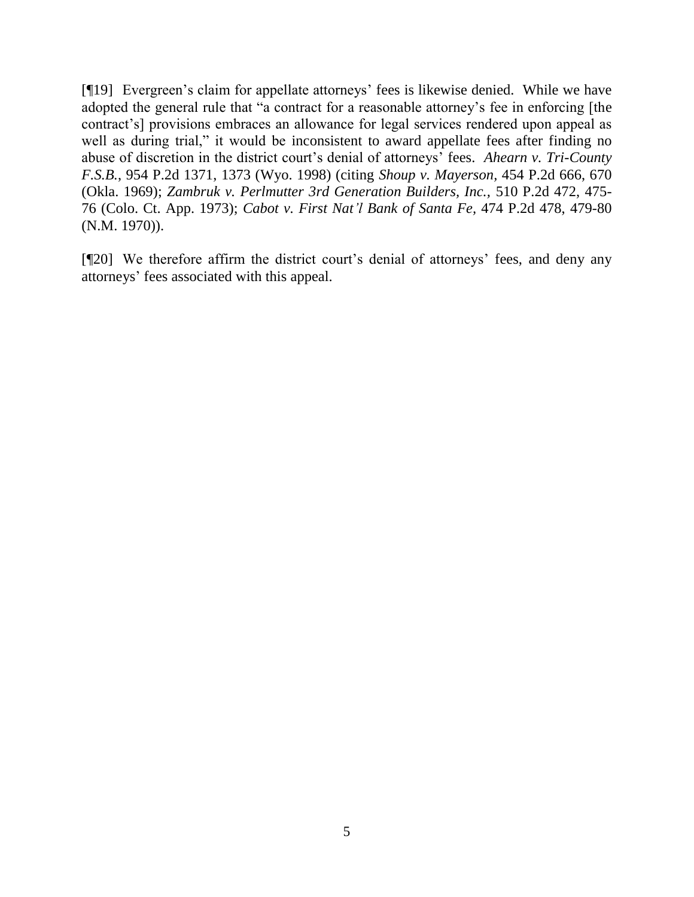[¶19] Evergreen's claim for appellate attorneys' fees is likewise denied. While we have adopted the general rule that "a contract for a reasonable attorney's fee in enforcing [the contract's] provisions embraces an allowance for legal services rendered upon appeal as well as during trial," it would be inconsistent to award appellate fees after finding no abuse of discretion in the district court's denial of attorneys' fees. *Ahearn v. Tri-County F.S.B.*, 954 P.2d 1371, 1373 (Wyo. 1998) (citing *Shoup v. Mayerson*, 454 P.2d 666, 670 (Okla. 1969); *Zambruk v. Perlmutter 3rd Generation Builders, Inc.*, 510 P.2d 472, 475-76 (Colo. Ct. App. 1973); *Cabot v. First Nat'l Bank of Santa Fe*, 474 P.2d 478, 479-80 (N.M. 1970)).

[¶20] We therefore affirm the district court's denial of attorneys' fees, and deny any attorneys' fees associated with this appeal.